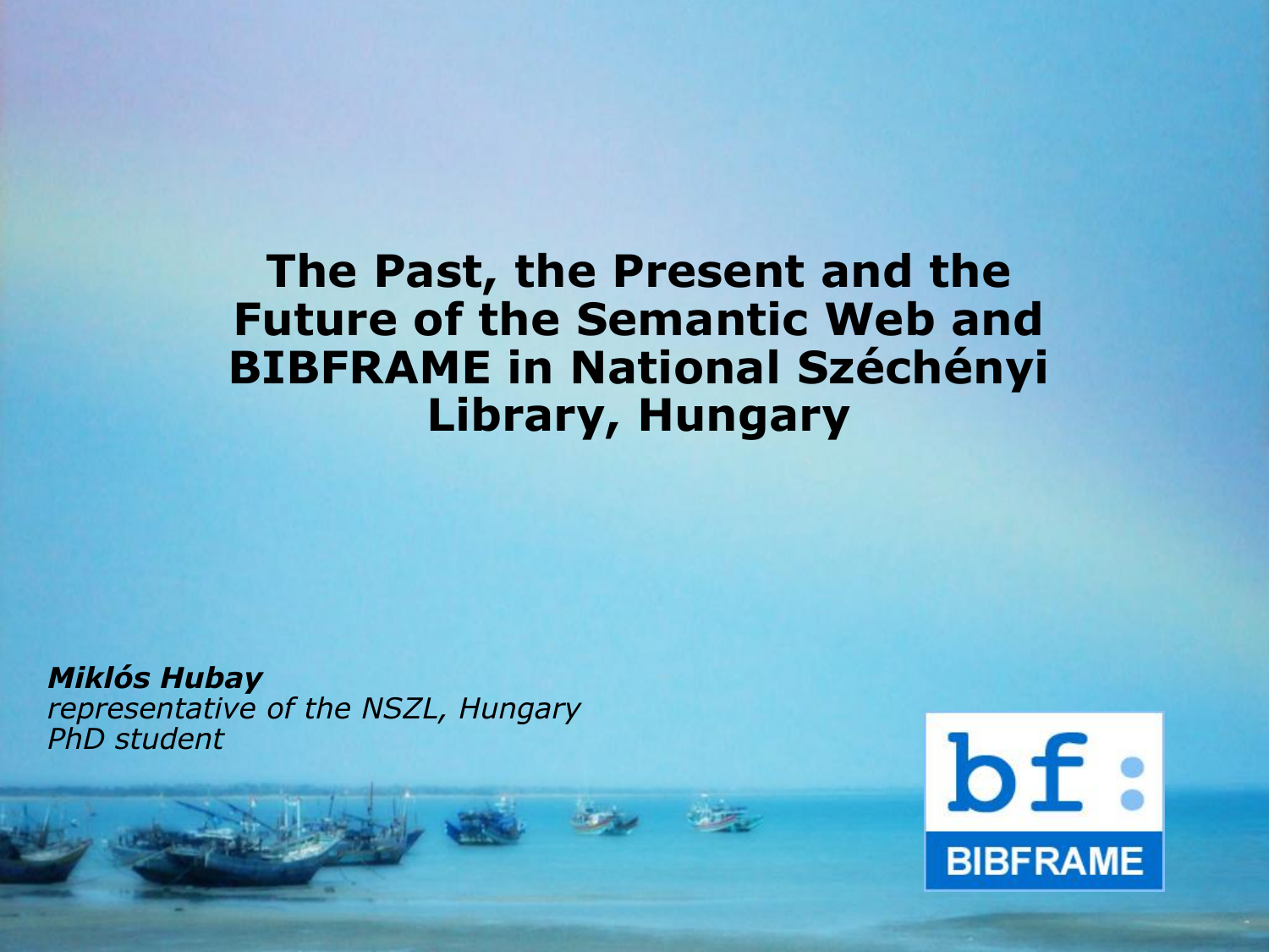# The Past, the Present and the Future of the Semantic Web and BIBFRAME in National Széchényi Library, Hungary

***Miklós Hubay***
*representative of the NSZL, Hungary*
*PhD student*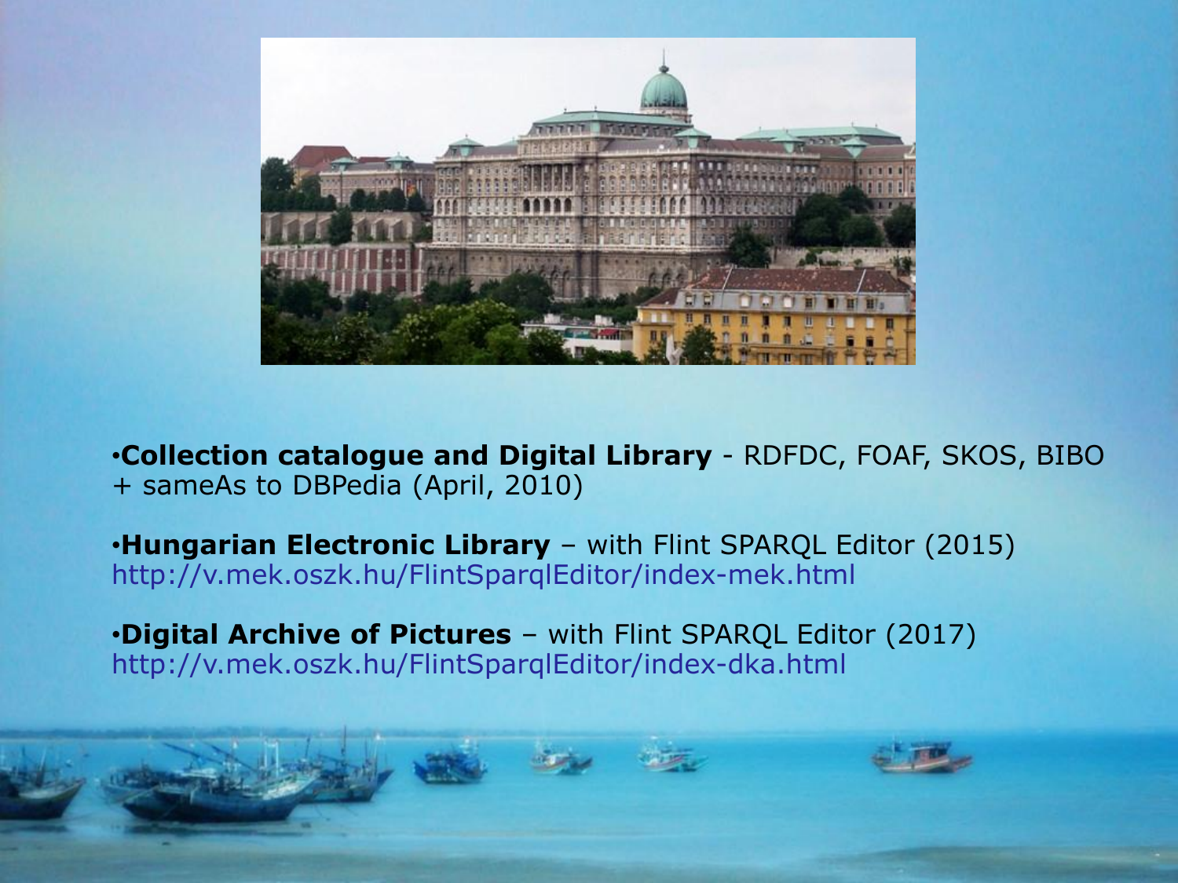- **Collection catalogue and Digital Library** - RDFDC, FOAF, SKOS, BIBO + sameAs to DBPedia (April, 2010)

- **Hungarian Electronic Library** – with Flint SPARQL Editor (2015) http://v.mek.oszk.hu/FlintSparqlEditor/index-mek.html

- **Digital Archive of Pictures** – with Flint SPARQL Editor (2017) http://v.mek.oszk.hu/FlintSparqlEditor/index-dka.html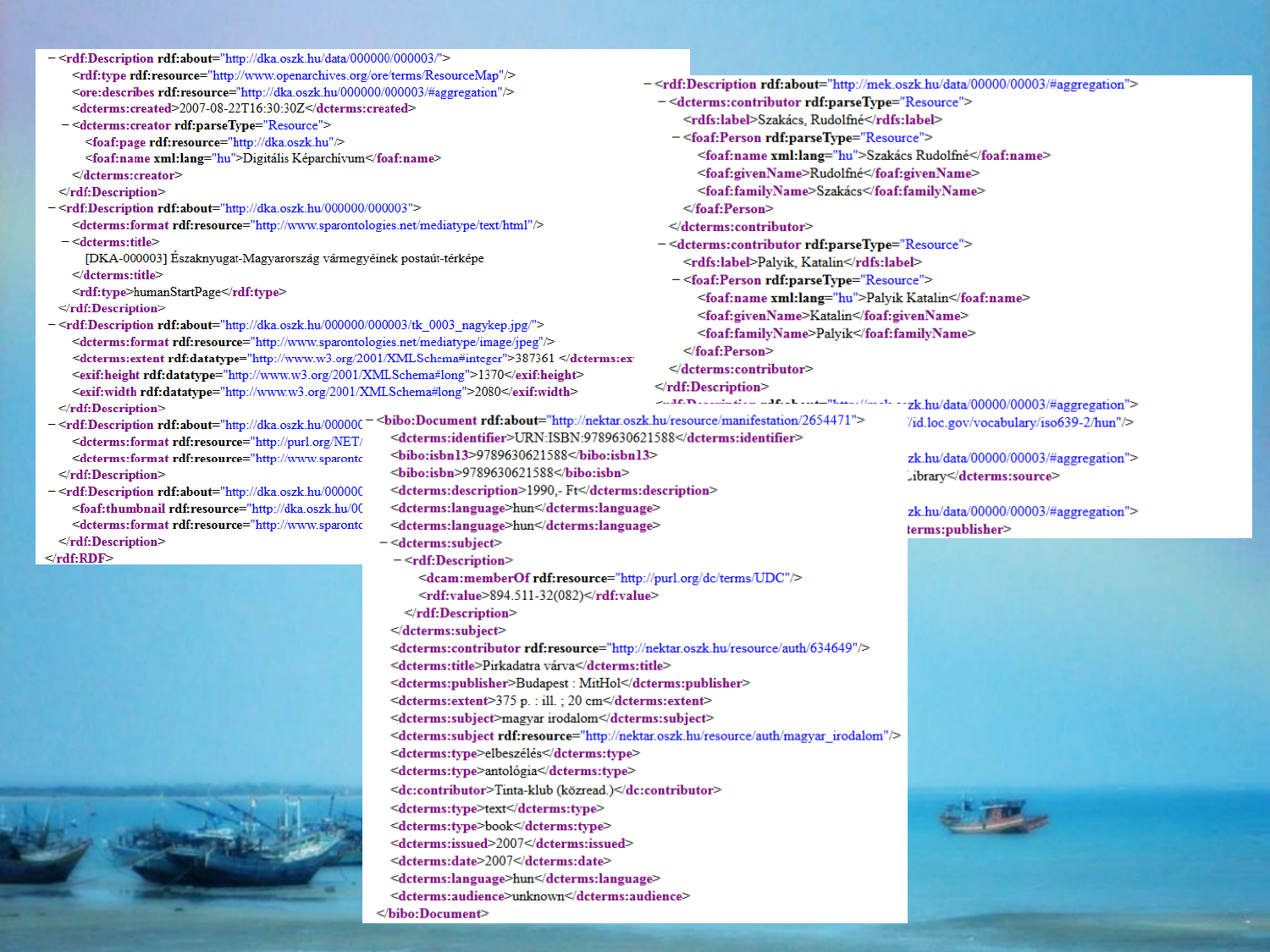```xml
- <rdf:Description rdf:about="http://dka.oszk.hu/data/000000/000003/">
    <rdf:type rdf:resource="http://www.openarchives.org/ore/terms/ResourceMap"/>
    <ore:describes rdf:resource="http://dka.oszk.hu/000000/000003/#aggregation"/>
    <dcterms:created>2007-08-22T16:30:30Z</dcterms:created>
  - <dcterms:creator rdf:parseType="Resource">
      <foaf:page rdf:resource="http://dka.oszk.hu"/>
      <foaf:name xml:lang="hu">Digitális Képarchívum</foaf:name>
    </dcterms:creator>
  </rdf:Description>
- <rdf:Description rdf:about="http://dka.oszk.hu/000000/000003">
    <dcterms:format rdf:resource="http://www.sparontologies.net/mediatype/text/html"/>
  - <dcterms:title>
      [DKA-000003] Északnyugat-Magyarország vármegyéinek postaút-térképe
    </dcterms:title>
    <rdf:type>humanStartPage</rdf:type>
  </rdf:Description>
- <rdf:Description rdf:about="http://dka.oszk.hu/000000/000003/tk_0003_nagykep.jpg/">
    <dcterms:format rdf:resource="http://www.sparontologies.net/mediatype/image/jpeg"/>
    <dcterms:extent rdf:datatype="http://www.w3.org/2001/XMLSchema#integer">387361 </dcterms:ex
    <exif:height rdf:datatype="http://www.w3.org/2001/XMLSchema#long">1370</exif:height>
    <exif:width rdf:datatype="http://www.w3.org/2001/XMLSchema#long">2080</exif:width>
  </rdf:Description>
- <rdf:Description rdf:about="http://dka.oszk.hu/000000
    <dcterms:format rdf:resource="http://purl.org/NET/
    <dcterms:format rdf:resource="http://www.sparonto
  </rdf:Description>
- <rdf:Description rdf:about="http://dka.oszk.hu/000000
    <foaf:thumbnail rdf:resource="http://dka.oszk.hu/00
    <dcterms:format rdf:resource="http://www.sparonto
  </rdf:Description>
</rdf:RDF>
```

```xml
- <rdf:Description rdf:about="http://mek.oszk.hu/data/00000/00003/#aggregation">
  - <dcterms:contributor rdf:parseType="Resource">
      <rdfs:label>Szakács, Rudolfné</rdfs:label>
    - <foaf:Person rdf:parseType="Resource">
        <foaf:name xml:lang="hu">Szakács Rudolfné</foaf:name>
        <foaf:givenName>Rudolfné</foaf:givenName>
        <foaf:familyName>Szakács</foaf:familyName>
      </foaf:Person>
    </dcterms:contributor>
  - <dcterms:contributor rdf:parseType="Resource">
      <rdfs:label>Palyik, Katalin</rdfs:label>
    - <foaf:Person rdf:parseType="Resource">
        <foaf:name xml:lang="hu">Palyik Katalin</foaf:name>
        <foaf:givenName>Katalin</foaf:givenName>
        <foaf:familyName>Palyik</foaf:familyName>
      </foaf:Person>
    </dcterms:contributor>
  </rdf:Description>
  zk.hu/data/00000/00003/#aggregation">
  /id.loc.gov/vocabulary/iso639-2/hun"/>
  zk.hu/data/00000/00003/#aggregation">
  Library</dcterms:source>
  zk.hu/data/00000/00003/#aggregation">
  terms:publisher>
```

```xml
- <bibo:Document rdf:about="http://nektar.oszk.hu/resource/manifestation/2654471">
    <dcterms:identifier>URN:ISBN:9789630621588</dcterms:identifier>
    <bibo:isbn13>9789630621588</bibo:isbn13>
    <bibo:isbn>9789630621588</bibo:isbn>
    <dcterms:description>1990,- Ft</dcterms:description>
    <dcterms:language>hun</dcterms:language>
    <dcterms:language>hun</dcterms:language>
  - <dcterms:subject>
    - <rdf:Description>
        <dcam:memberOf rdf:resource="http://purl.org/dc/terms/UDC"/>
        <rdf:value>894.511-32(082)</rdf:value>
      </rdf:Description>
    </dcterms:subject>
    <dcterms:contributor rdf:resource="http://nektar.oszk.hu/resource/auth/634649"/>
    <dcterms:title>Pirkadatra várva</dcterms:title>
    <dcterms:publisher>Budapest : MitHol</dcterms:publisher>
    <dcterms:extent>375 p. : ill. ; 20 cm</dcterms:extent>
    <dcterms:subject>magyar irodalom</dcterms:subject>
    <dcterms:subject rdf:resource="http://nektar.oszk.hu/resource/auth/magyar_irodalom"/>
    <dcterms:type>elbeszélés</dcterms:type>
    <dcterms:type>antológia</dcterms:type>
    <dc:contributor>Tinta-klub (közread.)</dc:contributor>
    <dcterms:type>text</dcterms:type>
    <dcterms:type>book</dcterms:type>
    <dcterms:issued>2007</dcterms:issued>
    <dcterms:date>2007</dcterms:date>
    <dcterms:language>hun</dcterms:language>
    <dcterms:audience>unknown</dcterms:audience>
</bibo:Document>
```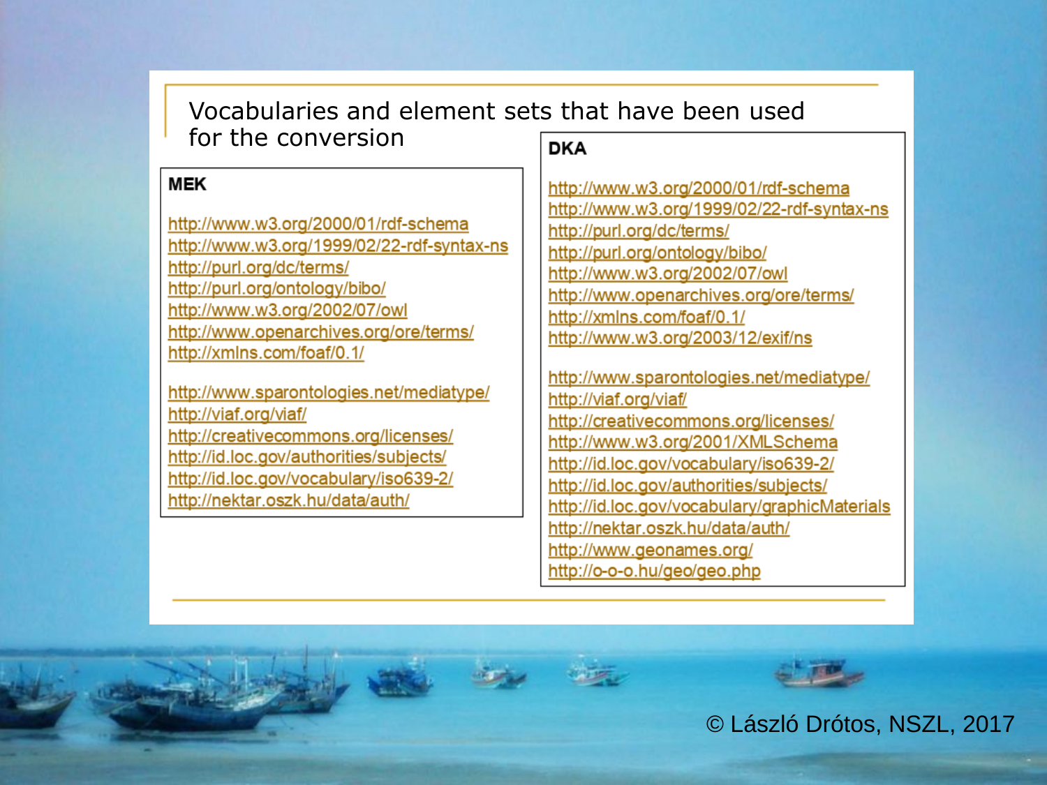# Vocabularies and element sets that have been used for the conversion

**MEK**

http://www.w3.org/2000/01/rdf-schema
http://www.w3.org/1999/02/22-rdf-syntax-ns
http://purl.org/dc/terms/
http://purl.org/ontology/bibo/
http://www.w3.org/2002/07/owl
http://www.openarchives.org/ore/terms/
http://xmlns.com/foaf/0.1/

http://www.sparontologies.net/mediatype/
http://viaf.org/viaf/
http://creativecommons.org/licenses/
http://id.loc.gov/authorities/subjects/
http://id.loc.gov/vocabulary/iso639-2/
http://nektar.oszk.hu/data/auth/

**DKA**

http://www.w3.org/2000/01/rdf-schema
http://www.w3.org/1999/02/22-rdf-syntax-ns
http://purl.org/dc/terms/
http://purl.org/ontology/bibo/
http://www.w3.org/2002/07/owl
http://www.openarchives.org/ore/terms/
http://xmlns.com/foaf/0.1/
http://www.w3.org/2003/12/exif/ns

http://www.sparontologies.net/mediatype/
http://viaf.org/viaf/
http://creativecommons.org/licenses/
http://www.w3.org/2001/XMLSchema
http://id.loc.gov/vocabulary/iso639-2/
http://id.loc.gov/authorities/subjects/
http://id.loc.gov/vocabulary/graphicMaterials
http://nektar.oszk.hu/data/auth/
http://www.geonames.org/
http://o-o-o.hu/geo/geo.php

© László Drótos, NSZL, 2017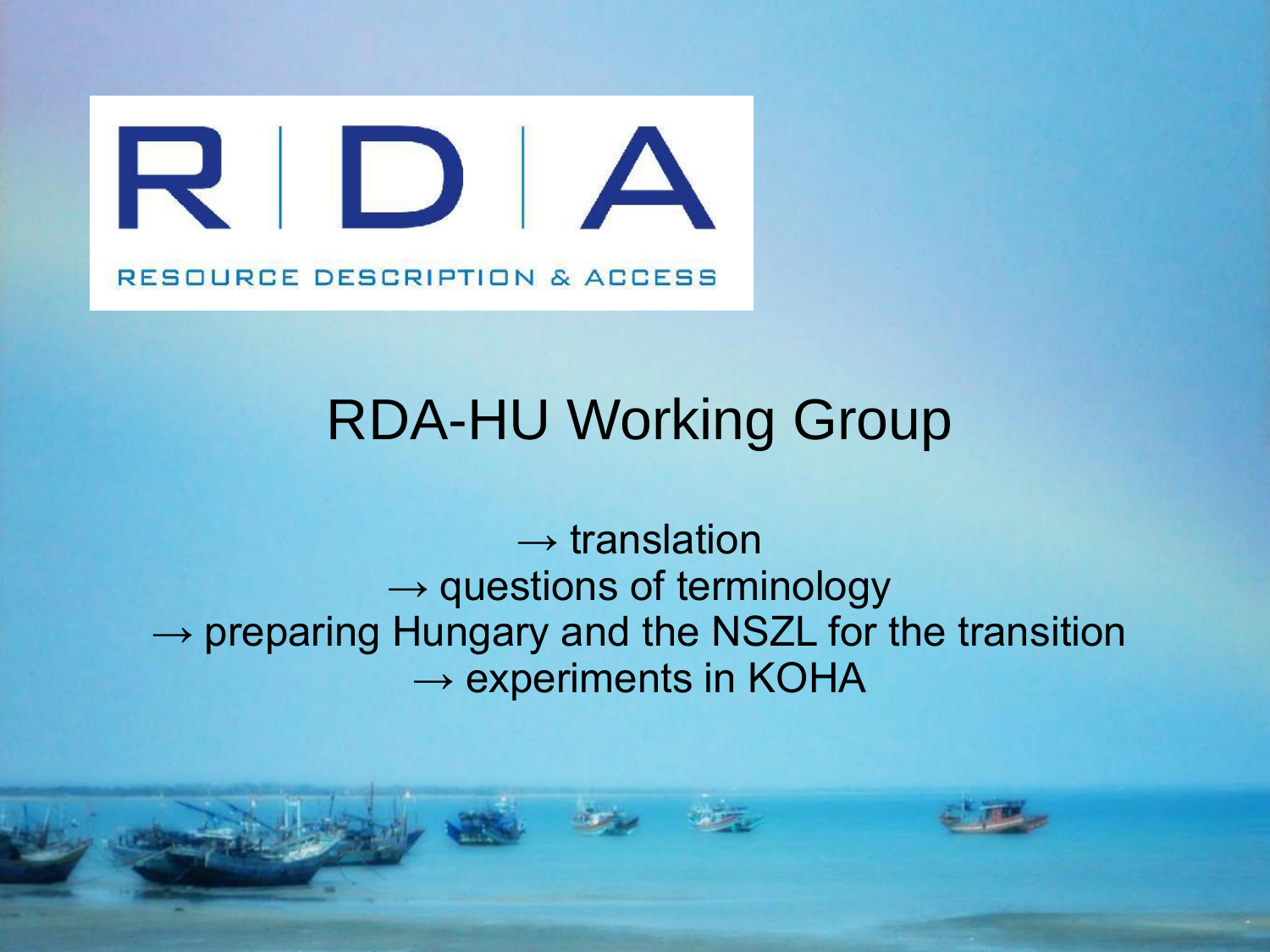RDA

RESOURCE DESCRIPTION & ACCESS

# RDA-HU Working Group

→ translation
→ questions of terminology
→ preparing Hungary and the NSZL for the transition
→ experiments in KOHA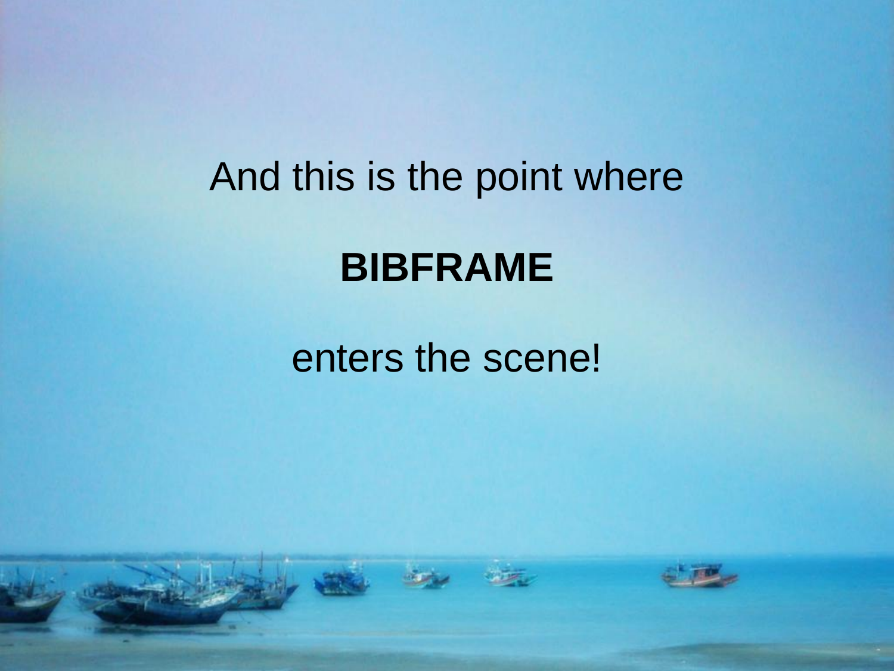And this is the point where

**BIBFRAME**

enters the scene!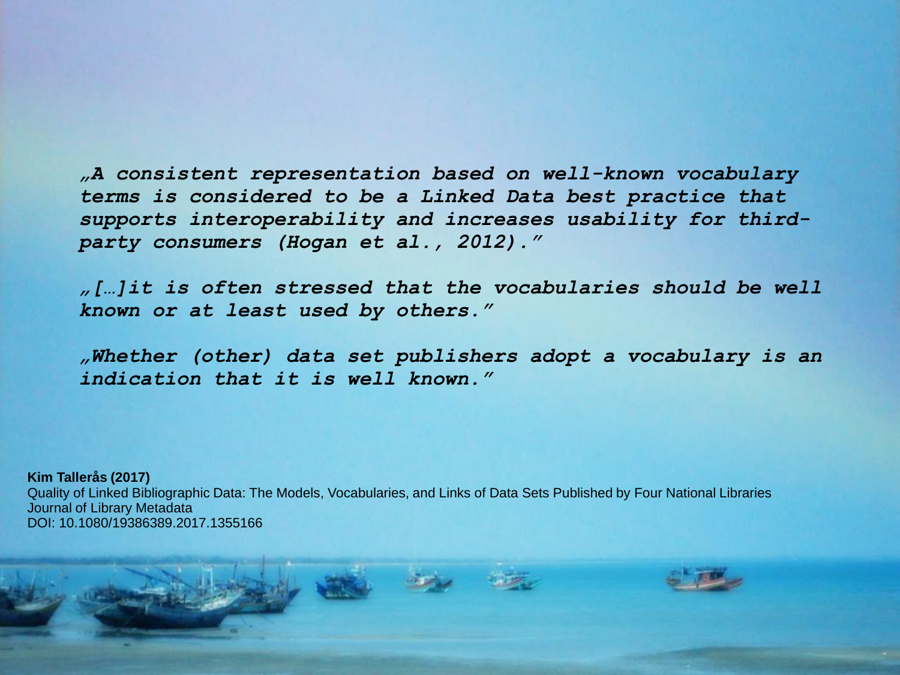*„A consistent representation based on well-known vocabulary terms is considered to be a Linked Data best practice that supports interoperability and increases usability for third-party consumers (Hogan et al., 2012)."*

*„[…]it is often stressed that the vocabularies should be well known or at least used by others."*

*„Whether (other) data set publishers adopt a vocabulary is an indication that it is well known."*

**Kim Tallerås (2017)**
Quality of Linked Bibliographic Data: The Models, Vocabularies, and Links of Data Sets Published by Four National Libraries
Journal of Library Metadata
DOI: 10.1080/19386389.2017.1355166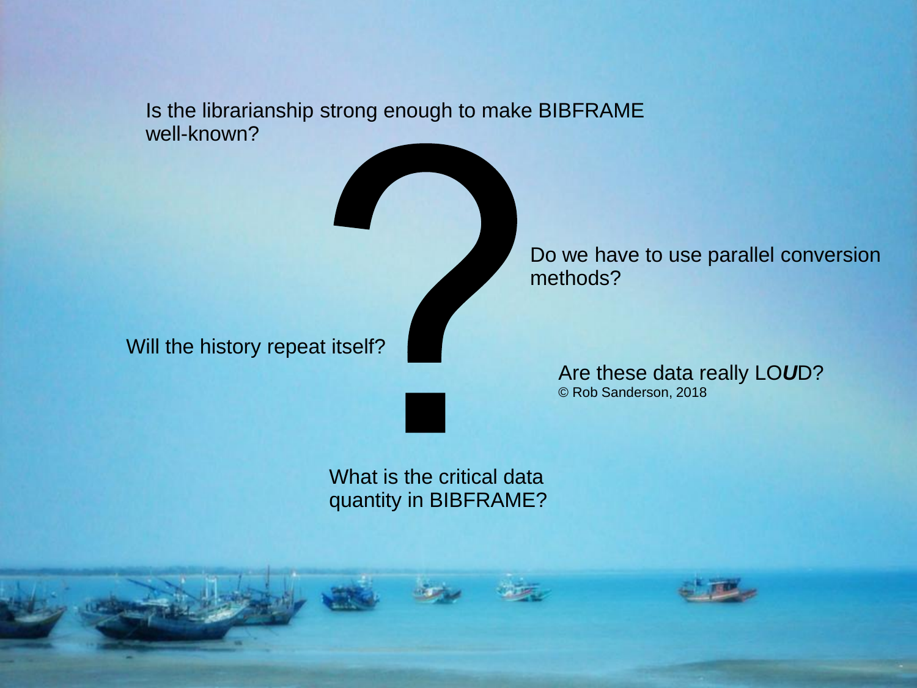Is the librarianship strong enough to make BIBFRAME well-known?

Do we have to use parallel conversion methods?

Will the history repeat itself?

Are these data really LO***U***D?
© Rob Sanderson, 2018

What is the critical data quantity in BIBFRAME?